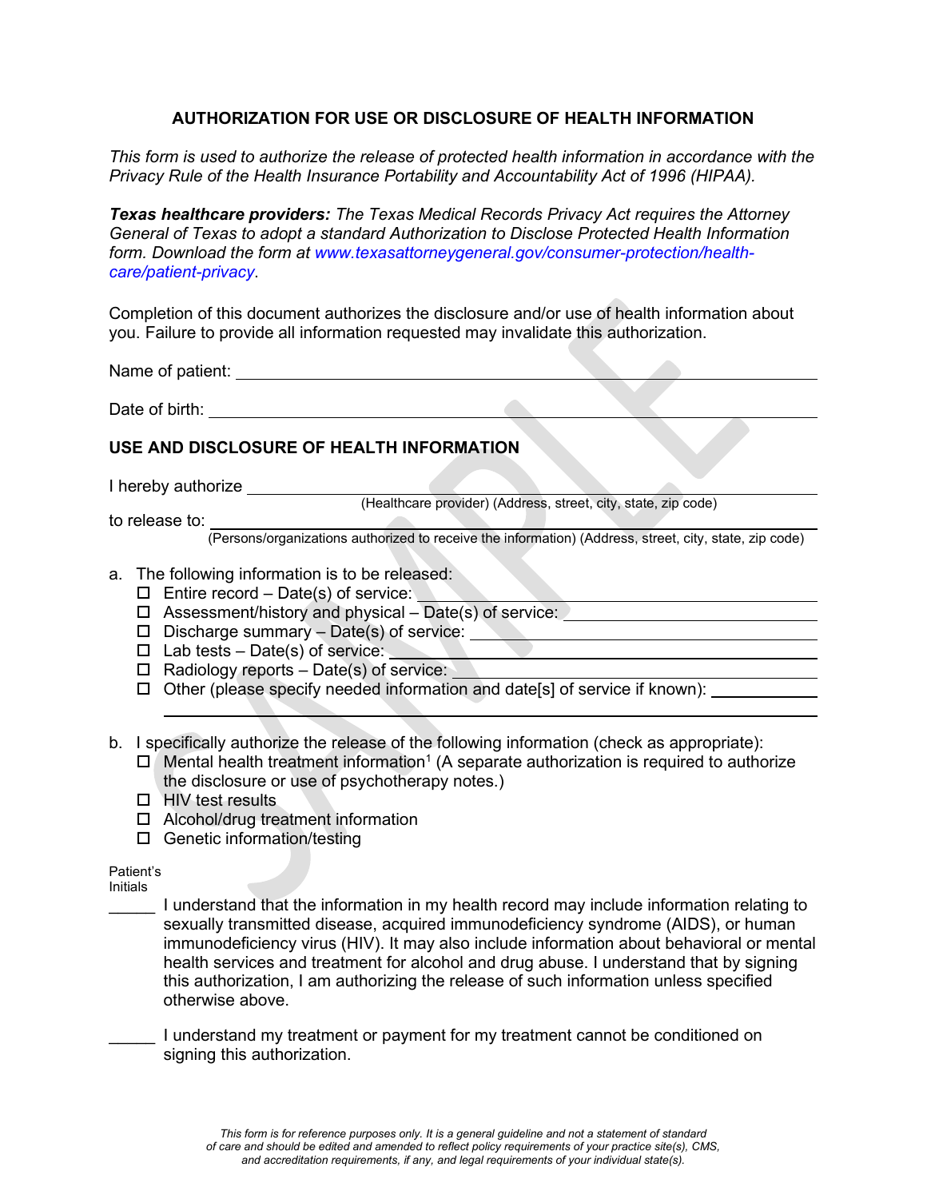# AUTHORIZATION FOR USE OR DISCLOSURE OF HEALTH INFORMATION

*This form is used to authorize the release of protected health information in accordance with the Privacy Rule of the Health Insurance Portability and Accountability Act of 1996 (HIPAA).*

***Texas healthcare providers:*** *The Texas Medical Records Privacy Act requires the Attorney General of Texas to adopt a standard Authorization to Disclose Protected Health Information form. Download the form at www.texasattorneygeneral.gov/consumer-protection/health-care/patient-privacy.*

Completion of this document authorizes the disclosure and/or use of health information about you. Failure to provide all information requested may invalidate this authorization.

Name of patient: ______________________________________________

Date of birth: ______________________________________________

## USE AND DISCLOSURE OF HEALTH INFORMATION

I hereby authorize ______________________________________________
(Healthcare provider) (Address, street, city, state, zip code)

to release to: ______________________________________________
(Persons/organizations authorized to receive the information) (Address, street, city, state, zip code)

a. The following information is to be released:
   - ☐ Entire record – Date(s) of service: ____________________
   - ☐ Assessment/history and physical – Date(s) of service: ____________________
   - ☐ Discharge summary – Date(s) of service: ____________________
   - ☐ Lab tests – Date(s) of service: ____________________
   - ☐ Radiology reports – Date(s) of service: ____________________
   - ☐ Other (please specify needed information and date[s] of service if known): ____________________

b. I specifically authorize the release of the following information (check as appropriate):
   - ☐ Mental health treatment information[1] (A separate authorization is required to authorize the disclosure or use of psychotherapy notes.)
   - ☐ HIV test results
   - ☐ Alcohol/drug treatment information
   - ☐ Genetic information/testing

Patient's Initials

_____ I understand that the information in my health record may include information relating to sexually transmitted disease, acquired immunodeficiency syndrome (AIDS), or human immunodeficiency virus (HIV). It may also include information about behavioral or mental health services and treatment for alcohol and drug abuse. I understand that by signing this authorization, I am authorizing the release of such information unless specified otherwise above.

_____ I understand my treatment or payment for my treatment cannot be conditioned on signing this authorization.

*This form is for reference purposes only. It is a general guideline and not a statement of standard of care and should be edited and amended to reflect policy requirements of your practice site(s), CMS, and accreditation requirements, if any, and legal requirements of your individual state(s).*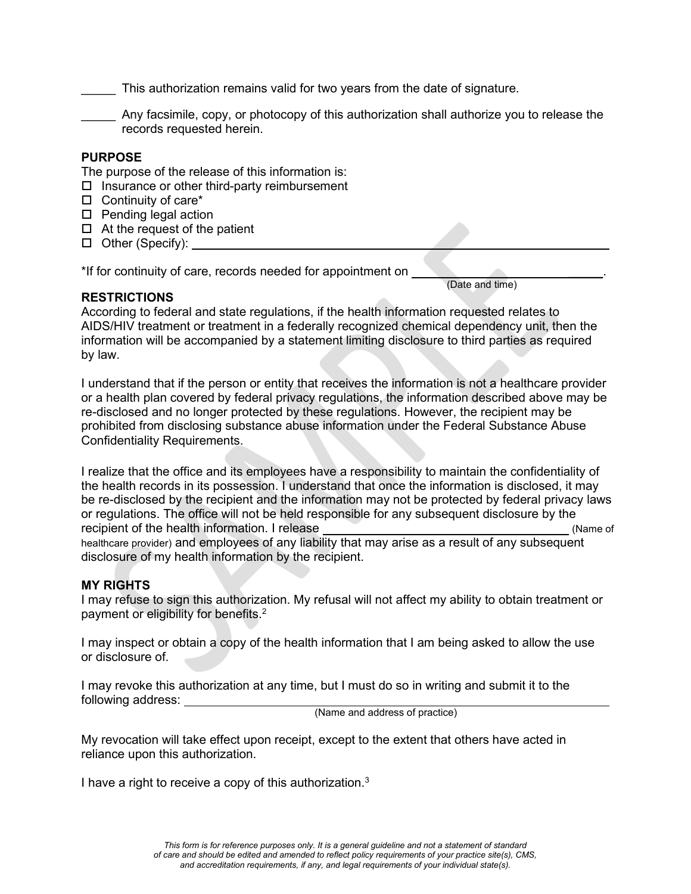_____ This authorization remains valid for two years from the date of signature.

_____ Any facsimile, copy, or photocopy of this authorization shall authorize you to release the records requested herein.

**PURPOSE**

The purpose of the release of this information is:

- ☐ Insurance or other third-party reimbursement
- ☐ Continuity of care*
- ☐ Pending legal action
- ☐ At the request of the patient
- ☐ Other (Specify): ____________________________________________

*If for continuity of care, records needed for appointment on ______________________.
(Date and time)

**RESTRICTIONS**

According to federal and state regulations, if the health information requested relates to AIDS/HIV treatment or treatment in a federally recognized chemical dependency unit, then the information will be accompanied by a statement limiting disclosure to third parties as required by law.

I understand that if the person or entity that receives the information is not a healthcare provider or a health plan covered by federal privacy regulations, the information described above may be re-disclosed and no longer protected by these regulations. However, the recipient may be prohibited from disclosing substance abuse information under the Federal Substance Abuse Confidentiality Requirements.

I realize that the office and its employees have a responsibility to maintain the confidentiality of the health records in its possession. I understand that once the information is disclosed, it may be re-disclosed by the recipient and the information may not be protected by federal privacy laws or regulations. The office will not be held responsible for any subsequent disclosure by the recipient of the health information. I release ______________________________ (Name of healthcare provider) and employees of any liability that may arise as a result of any subsequent disclosure of my health information by the recipient.

**MY RIGHTS**

I may refuse to sign this authorization. My refusal will not affect my ability to obtain treatment or payment or eligibility for benefits.[2]

I may inspect or obtain a copy of the health information that I am being asked to allow the use or disclosure of.

I may revoke this authorization at any time, but I must do so in writing and submit it to the following address: ____________________________________________
(Name and address of practice)

My revocation will take effect upon receipt, except to the extent that others have acted in reliance upon this authorization.

I have a right to receive a copy of this authorization.[3]

*This form is for reference purposes only. It is a general guideline and not a statement of standard of care and should be edited and amended to reflect policy requirements of your practice site(s), CMS, and accreditation requirements, if any, and legal requirements of your individual state(s).*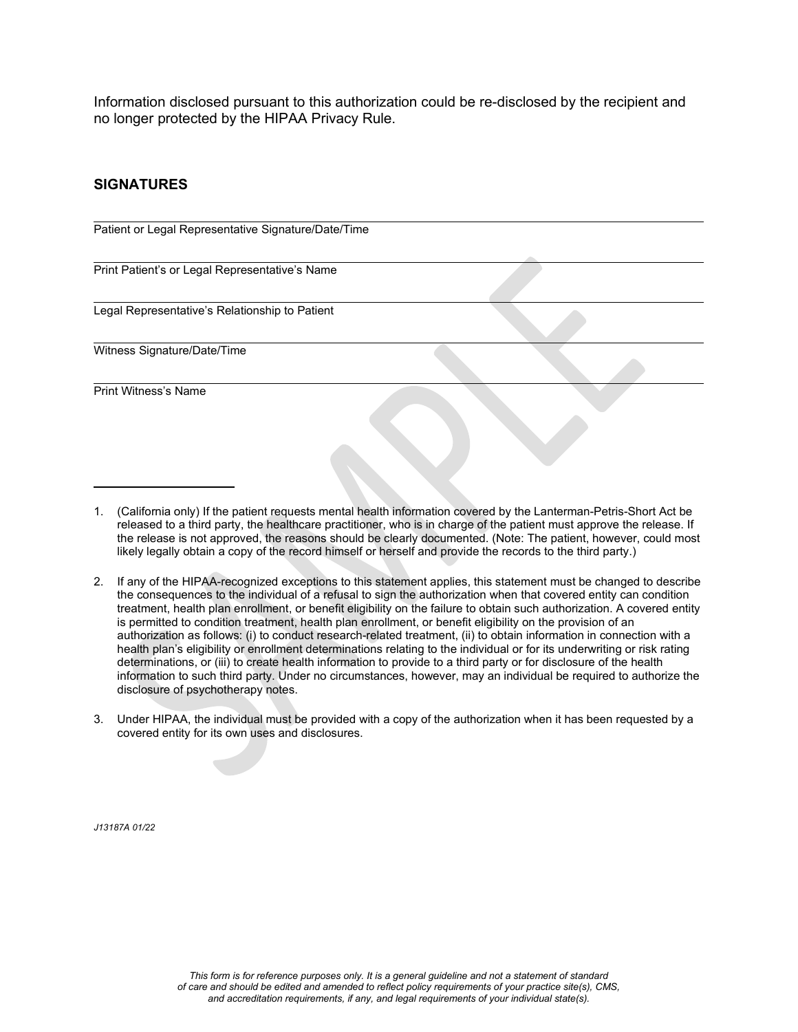Information disclosed pursuant to this authorization could be re-disclosed by the recipient and no longer protected by the HIPAA Privacy Rule.

## SIGNATURES

___

Patient or Legal Representative Signature/Date/Time

___

Print Patient's or Legal Representative's Name

___

Legal Representative's Relationship to Patient

___

Witness Signature/Date/Time

___

Print Witness's Name

___

1. (California only) If the patient requests mental health information covered by the Lanterman-Petris-Short Act be released to a third party, the healthcare practitioner, who is in charge of the patient must approve the release. If the release is not approved, the reasons should be clearly documented. (Note: The patient, however, could most likely legally obtain a copy of the record himself or herself and provide the records to the third party.)

2. If any of the HIPAA-recognized exceptions to this statement applies, this statement must be changed to describe the consequences to the individual of a refusal to sign the authorization when that covered entity can condition treatment, health plan enrollment, or benefit eligibility on the failure to obtain such authorization. A covered entity is permitted to condition treatment, health plan enrollment, or benefit eligibility on the provision of an authorization as follows: (i) to conduct research-related treatment, (ii) to obtain information in connection with a health plan's eligibility or enrollment determinations relating to the individual or for its underwriting or risk rating determinations, or (iii) to create health information to provide to a third party or for disclosure of the health information to such third party. Under no circumstances, however, may an individual be required to authorize the disclosure of psychotherapy notes.

3. Under HIPAA, the individual must be provided with a copy of the authorization when it has been requested by a covered entity for its own uses and disclosures.

*J13187A 01/22*

*This form is for reference purposes only. It is a general guideline and not a statement of standard of care and should be edited and amended to reflect policy requirements of your practice site(s), CMS, and accreditation requirements, if any, and legal requirements of your individual state(s).*